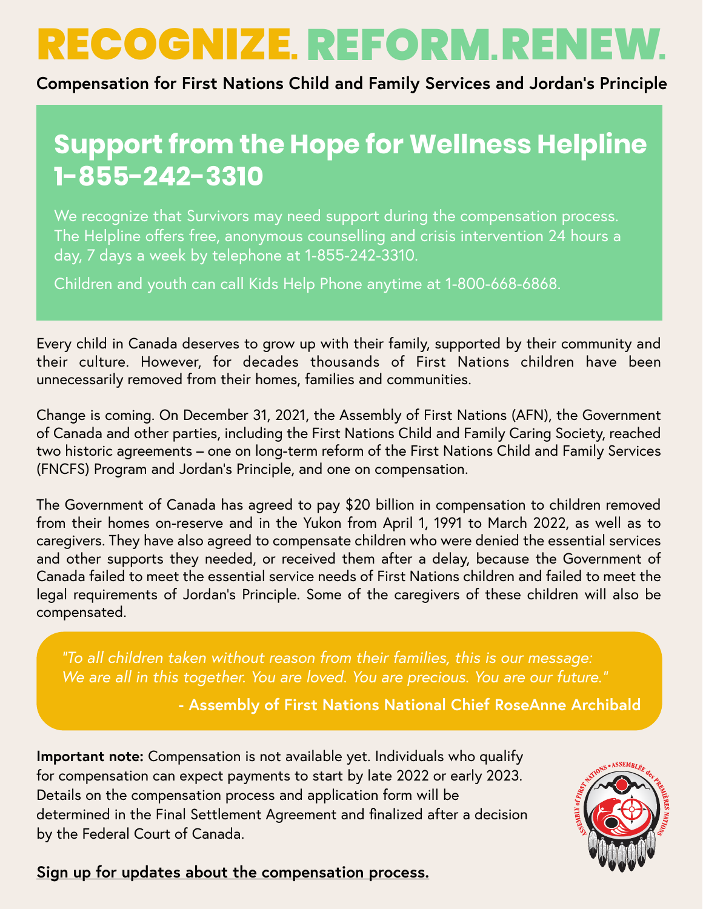# RECOGNIZE. REFORM. RENEW.

**Compensation for First Nations Child and Family Services and Jordan's Principle**

## Support from the Hope for Wellness Helpline 1-855-242-3310

We recognize that Survivors may need support during the compensation process. The Helpline offers free, anonymous counselling and crisis intervention 24 hours a day, 7 days a week by telephone at 1-855-242-3310.

Children and youth can call Kids Help Phone anytime at 1-800-668-6868.

Every child in Canada deserves to grow up with their family, supported by their community and their culture. However, for decades thousands of First Nations children have been unnecessarily removed from their homes, families and communities.

Change is coming. On December 31, 2021, the Assembly of First Nations (AFN), the Government of Canada and other parties, including the First Nations Child and Family Caring Society, reached two historic agreements – one on long-term reform of the First Nations Child and Family Services (FNCFS) Program and Jordan's Principle, and one on compensation.

The Government of Canada has agreed to pay $20 billion in compensation to children removed from their homes on-reserve and in the Yukon from April 1, 1991 to March 2022, as well as to caregivers. They have also agreed to compensate children who were denied the essential services and other supports they needed, or received them after a delay, because the Government of Canada failed to meet the essential service needs of First Nations children and failed to meet the legal requirements of Jordan's Principle. Some of the caregivers of these children will also be compensated.

> *"To all children taken without reason from their families, this is our message: We are all in this together. You are loved. You are precious. You are our future."*
>
> **- Assembly of First Nations National Chief RoseAnne Archibald**

**Important note:** Compensation is not available yet. Individuals who qualify for compensation can expect payments to start by late 2022 or early 2023. Details on the compensation process and application form will be determined in the Final Settlement Agreement and finalized after a decision by the Federal Court of Canada.

**Sign up for updates about the compensation process.**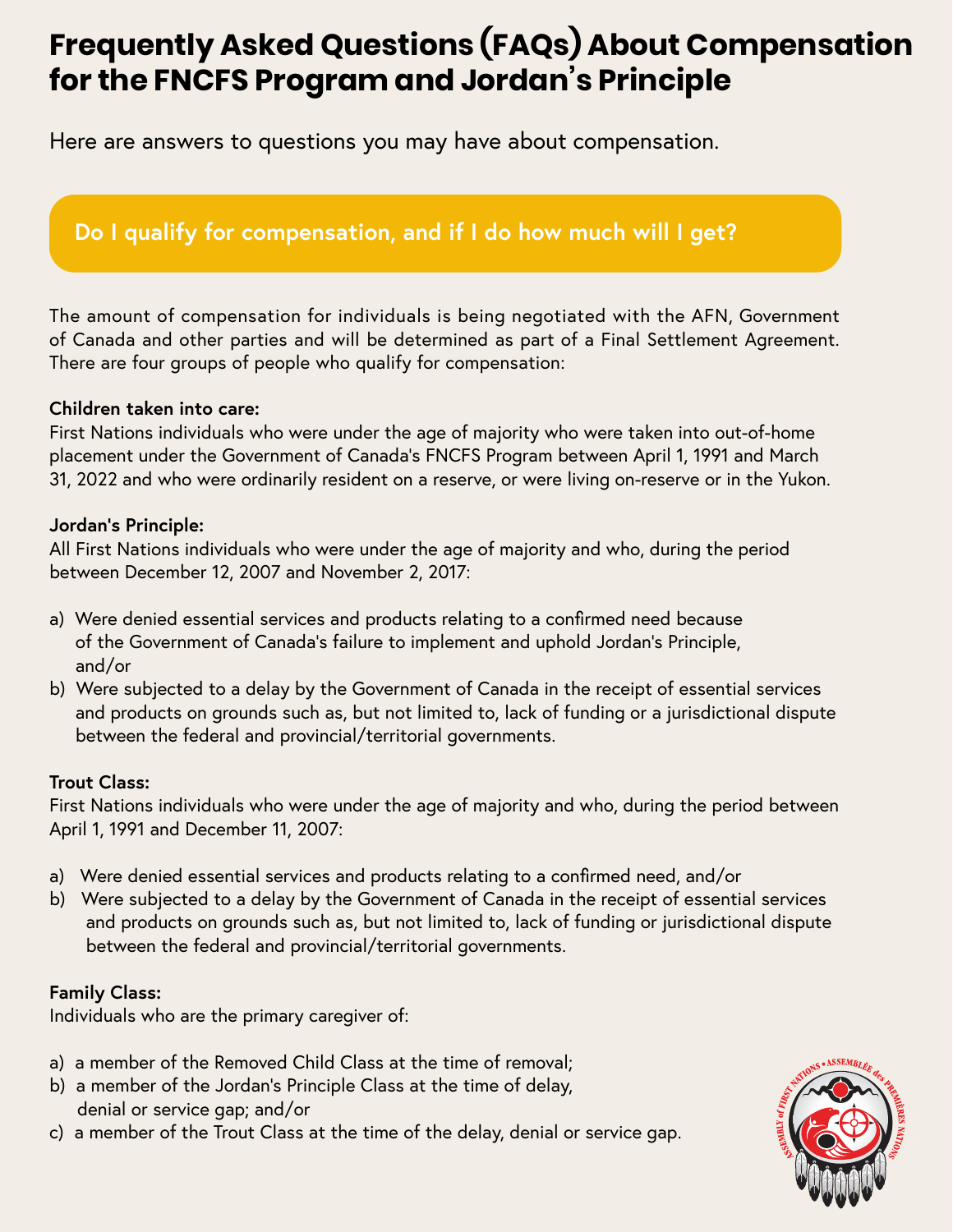# Frequently Asked Questions (FAQs) About Compensation for the FNCFS Program and Jordan's Principle

Here are answers to questions you may have about compensation.

## Do I qualify for compensation, and if I do how much will I get?

The amount of compensation for individuals is being negotiated with the AFN, Government of Canada and other parties and will be determined as part of a Final Settlement Agreement. There are four groups of people who qualify for compensation:

**Children taken into care:**
First Nations individuals who were under the age of majority who were taken into out-of-home placement under the Government of Canada's FNCFS Program between April 1, 1991 and March 31, 2022 and who were ordinarily resident on a reserve, or were living on-reserve or in the Yukon.

**Jordan's Principle:**
All First Nations individuals who were under the age of majority and who, during the period between December 12, 2007 and November 2, 2017:

a) Were denied essential services and products relating to a confirmed need because of the Government of Canada's failure to implement and uphold Jordan's Principle, and/or
b) Were subjected to a delay by the Government of Canada in the receipt of essential services and products on grounds such as, but not limited to, lack of funding or a jurisdictional dispute between the federal and provincial/territorial governments.

**Trout Class:**
First Nations individuals who were under the age of majority and who, during the period between April 1, 1991 and December 11, 2007:

a) Were denied essential services and products relating to a confirmed need, and/or
b) Were subjected to a delay by the Government of Canada in the receipt of essential services and products on grounds such as, but not limited to, lack of funding or jurisdictional dispute between the federal and provincial/territorial governments.

**Family Class:**
Individuals who are the primary caregiver of:

a) a member of the Removed Child Class at the time of removal;
b) a member of the Jordan's Principle Class at the time of delay, denial or service gap; and/or
c) a member of the Trout Class at the time of the delay, denial or service gap.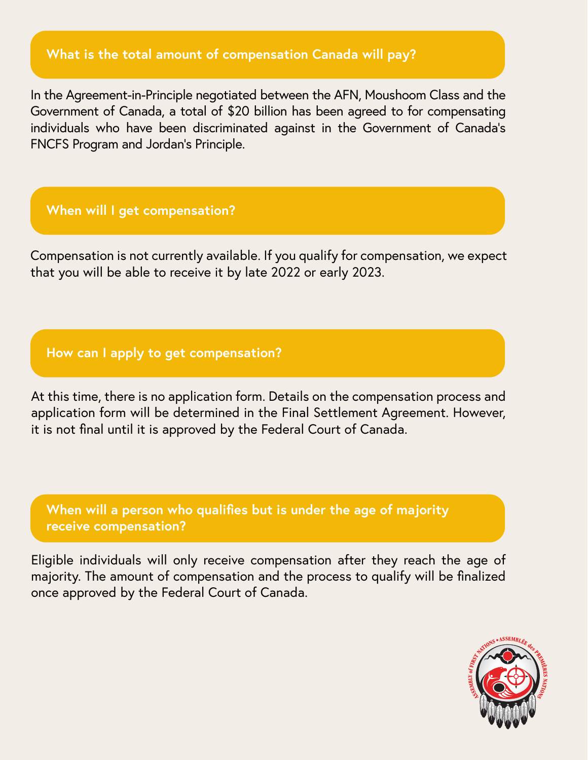## What is the total amount of compensation Canada will pay?

In the Agreement-in-Principle negotiated between the AFN, Moushoom Class and the Government of Canada, a total of $20 billion has been agreed to for compensating individuals who have been discriminated against in the Government of Canada's FNCFS Program and Jordan's Principle.

## When will I get compensation?

Compensation is not currently available. If you qualify for compensation, we expect that you will be able to receive it by late 2022 or early 2023.

## How can I apply to get compensation?

At this time, there is no application form. Details on the compensation process and application form will be determined in the Final Settlement Agreement. However, it is not final until it is approved by the Federal Court of Canada.

## When will a person who qualifies but is under the age of majority receive compensation?

Eligible individuals will only receive compensation after they reach the age of majority. The amount of compensation and the process to qualify will be finalized once approved by the Federal Court of Canada.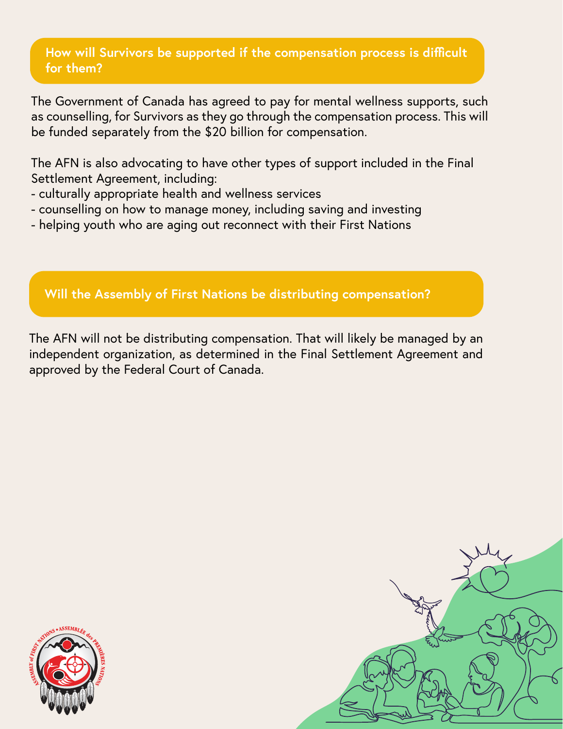## How will Survivors be supported if the compensation process is difficult for them?

The Government of Canada has agreed to pay for mental wellness supports, such as counselling, for Survivors as they go through the compensation process. This will be funded separately from the $20 billion for compensation.

The AFN is also advocating to have other types of support included in the Final Settlement Agreement, including:

- culturally appropriate health and wellness services
- counselling on how to manage money, including saving and investing
- helping youth who are aging out reconnect with their First Nations

## Will the Assembly of First Nations be distributing compensation?

The AFN will not be distributing compensation. That will likely be managed by an independent organization, as determined in the Final Settlement Agreement and approved by the Federal Court of Canada.